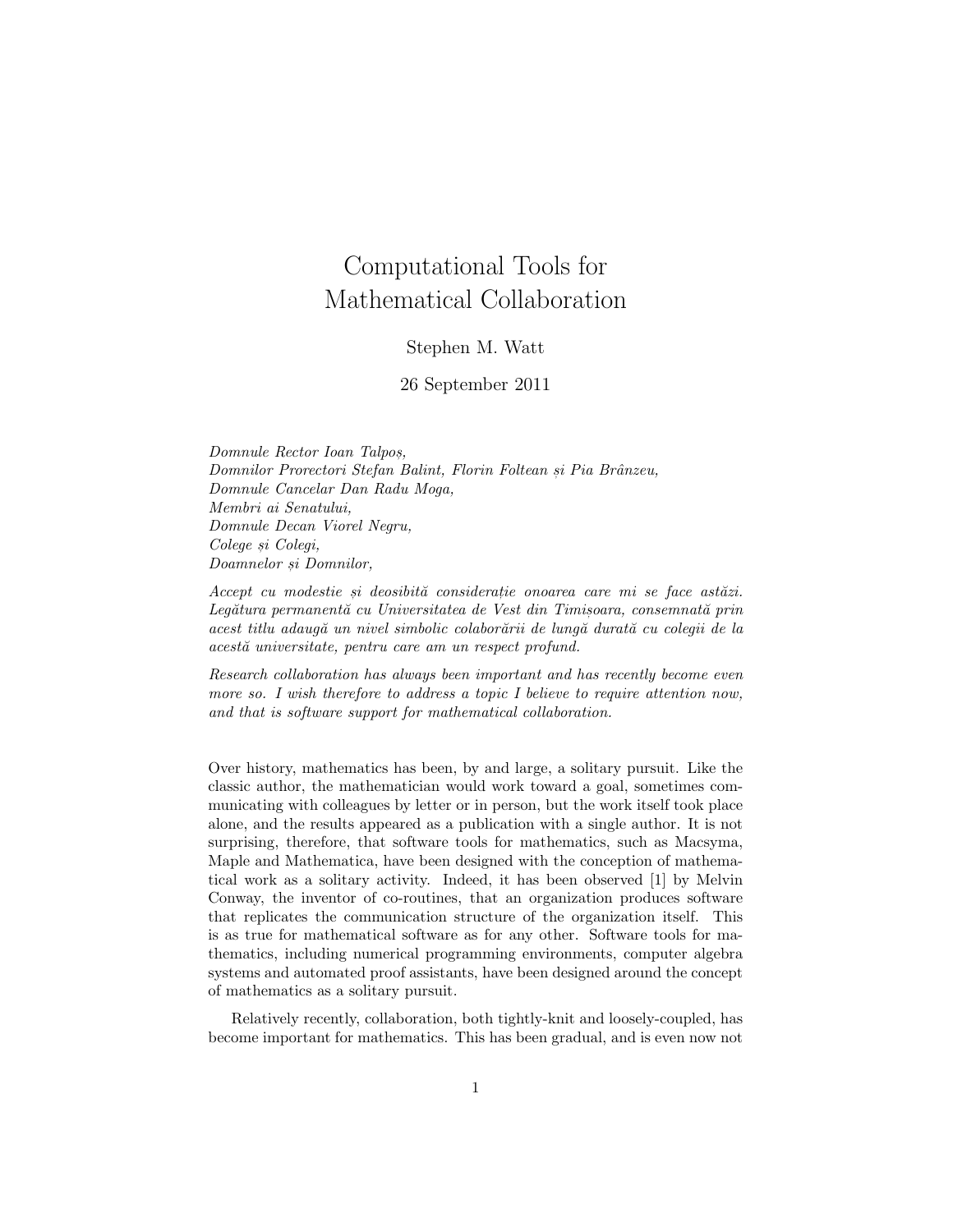# Computational Tools for Mathematical Collaboration

Stephen M. Watt

26 September 2011

*Domnule Rector Ioan Talpoș,*
*Domnilor Prorectori Stefan Balint, Florin Foltean și Pia Brânzeu,*
*Domnule Cancelar Dan Radu Moga,*
*Membri ai Senatului,*
*Domnule Decan Viorel Negru,*
*Colege și Colegi,*
*Doamnelor și Domnilor,*

*Accept cu modestie și deosibită considerație onoarea care mi se face astăzi. Legătura permanentă cu Universitatea de Vest din Timișoara, consemnată prin acest titlu adaugă un nivel simbolic colaborării de lungă durată cu colegii de la această universitate, pentru care am un respect profund.*

*Research collaboration has always been important and has recently become even more so. I wish therefore to address a topic I believe to require attention now, and that is software support for mathematical collaboration.*

Over history, mathematics has been, by and large, a solitary pursuit. Like the classic author, the mathematician would work toward a goal, sometimes communicating with colleagues by letter or in person, but the work itself took place alone, and the results appeared as a publication with a single author. It is not surprising, therefore, that software tools for mathematics, such as Macsyma, Maple and Mathematica, have been designed with the conception of mathematical work as a solitary activity. Indeed, it has been observed [1] by Melvin Conway, the inventor of co-routines, that an organization produces software that replicates the communication structure of the organization itself. This is as true for mathematical software as for any other. Software tools for mathematics, including numerical programming environments, computer algebra systems and automated proof assistants, have been designed around the concept of mathematics as a solitary pursuit.

Relatively recently, collaboration, both tightly-knit and loosely-coupled, has become important for mathematics. This has been gradual, and is even now not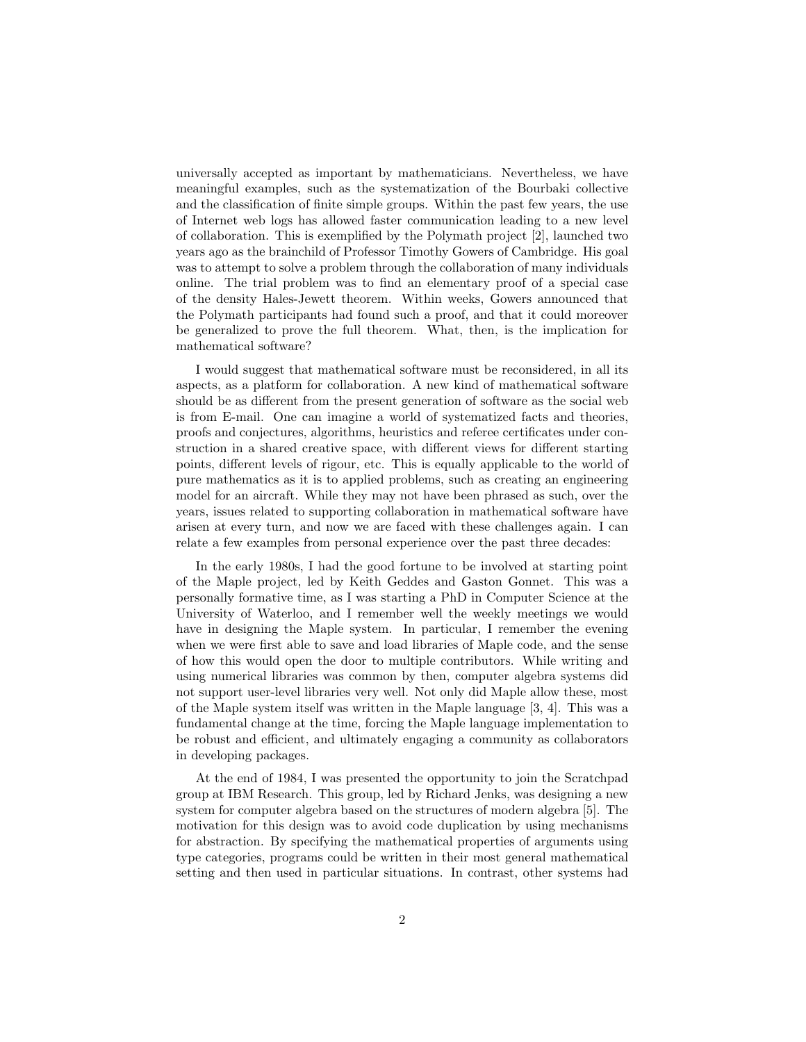universally accepted as important by mathematicians. Nevertheless, we have meaningful examples, such as the systematization of the Bourbaki collective and the classification of finite simple groups. Within the past few years, the use of Internet web logs has allowed faster communication leading to a new level of collaboration. This is exemplified by the Polymath project [2], launched two years ago as the brainchild of Professor Timothy Gowers of Cambridge. His goal was to attempt to solve a problem through the collaboration of many individuals online. The trial problem was to find an elementary proof of a special case of the density Hales-Jewett theorem. Within weeks, Gowers announced that the Polymath participants had found such a proof, and that it could moreover be generalized to prove the full theorem. What, then, is the implication for mathematical software?

I would suggest that mathematical software must be reconsidered, in all its aspects, as a platform for collaboration. A new kind of mathematical software should be as different from the present generation of software as the social web is from E-mail. One can imagine a world of systematized facts and theories, proofs and conjectures, algorithms, heuristics and referee certificates under construction in a shared creative space, with different views for different starting points, different levels of rigour, etc. This is equally applicable to the world of pure mathematics as it is to applied problems, such as creating an engineering model for an aircraft. While they may not have been phrased as such, over the years, issues related to supporting collaboration in mathematical software have arisen at every turn, and now we are faced with these challenges again. I can relate a few examples from personal experience over the past three decades:

In the early 1980s, I had the good fortune to be involved at starting point of the Maple project, led by Keith Geddes and Gaston Gonnet. This was a personally formative time, as I was starting a PhD in Computer Science at the University of Waterloo, and I remember well the weekly meetings we would have in designing the Maple system. In particular, I remember the evening when we were first able to save and load libraries of Maple code, and the sense of how this would open the door to multiple contributors. While writing and using numerical libraries was common by then, computer algebra systems did not support user-level libraries very well. Not only did Maple allow these, most of the Maple system itself was written in the Maple language [3, 4]. This was a fundamental change at the time, forcing the Maple language implementation to be robust and efficient, and ultimately engaging a community as collaborators in developing packages.

At the end of 1984, I was presented the opportunity to join the Scratchpad group at IBM Research. This group, led by Richard Jenks, was designing a new system for computer algebra based on the structures of modern algebra [5]. The motivation for this design was to avoid code duplication by using mechanisms for abstraction. By specifying the mathematical properties of arguments using type categories, programs could be written in their most general mathematical setting and then used in particular situations. In contrast, other systems had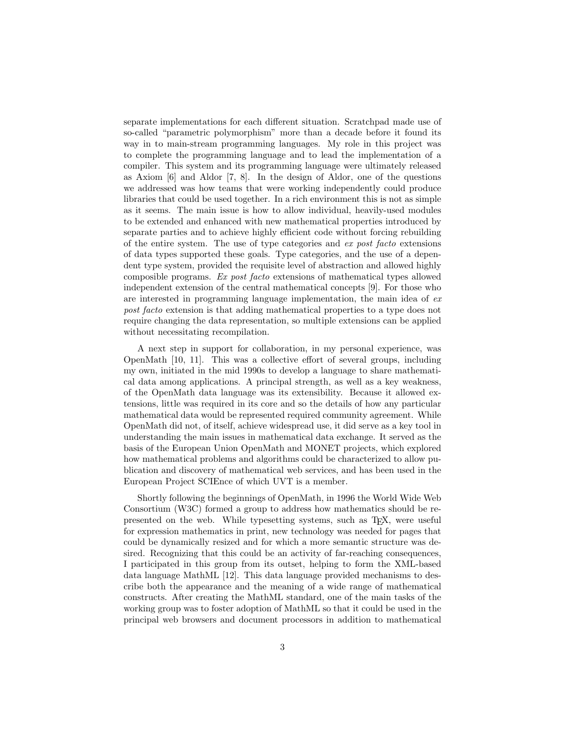separate implementations for each different situation. Scratchpad made use of so-called "parametric polymorphism" more than a decade before it found its way in to main-stream programming languages. My role in this project was to complete the programming language and to lead the implementation of a compiler. This system and its programming language were ultimately released as Axiom [6] and Aldor [7, 8]. In the design of Aldor, one of the questions we addressed was how teams that were working independently could produce libraries that could be used together. In a rich environment this is not as simple as it seems. The main issue is how to allow individual, heavily-used modules to be extended and enhanced with new mathematical properties introduced by separate parties and to achieve highly efficient code without forcing rebuilding of the entire system. The use of type categories and *ex post facto* extensions of data types supported these goals. Type categories, and the use of a dependent type system, provided the requisite level of abstraction and allowed highly composible programs. *Ex post facto* extensions of mathematical types allowed independent extension of the central mathematical concepts [9]. For those who are interested in programming language implementation, the main idea of *ex post facto* extension is that adding mathematical properties to a type does not require changing the data representation, so multiple extensions can be applied without necessitating recompilation.

A next step in support for collaboration, in my personal experience, was OpenMath [10, 11]. This was a collective effort of several groups, including my own, initiated in the mid 1990s to develop a language to share mathematical data among applications. A principal strength, as well as a key weakness, of the OpenMath data language was its extensibility. Because it allowed extensions, little was required in its core and so the details of how any particular mathematical data would be represented required community agreement. While OpenMath did not, of itself, achieve widespread use, it did serve as a key tool in understanding the main issues in mathematical data exchange. It served as the basis of the European Union OpenMath and MONET projects, which explored how mathematical problems and algorithms could be characterized to allow publication and discovery of mathematical web services, and has been used in the European Project SCIEnce of which UVT is a member.

Shortly following the beginnings of OpenMath, in 1996 the World Wide Web Consortium (W3C) formed a group to address how mathematics should be represented on the web. While typesetting systems, such as TEX, were useful for expression mathematics in print, new technology was needed for pages that could be dynamically resized and for which a more semantic structure was desired. Recognizing that this could be an activity of far-reaching consequences, I participated in this group from its outset, helping to form the XML-based data language MathML [12]. This data language provided mechanisms to describe both the appearance and the meaning of a wide range of mathematical constructs. After creating the MathML standard, one of the main tasks of the working group was to foster adoption of MathML so that it could be used in the principal web browsers and document processors in addition to mathematical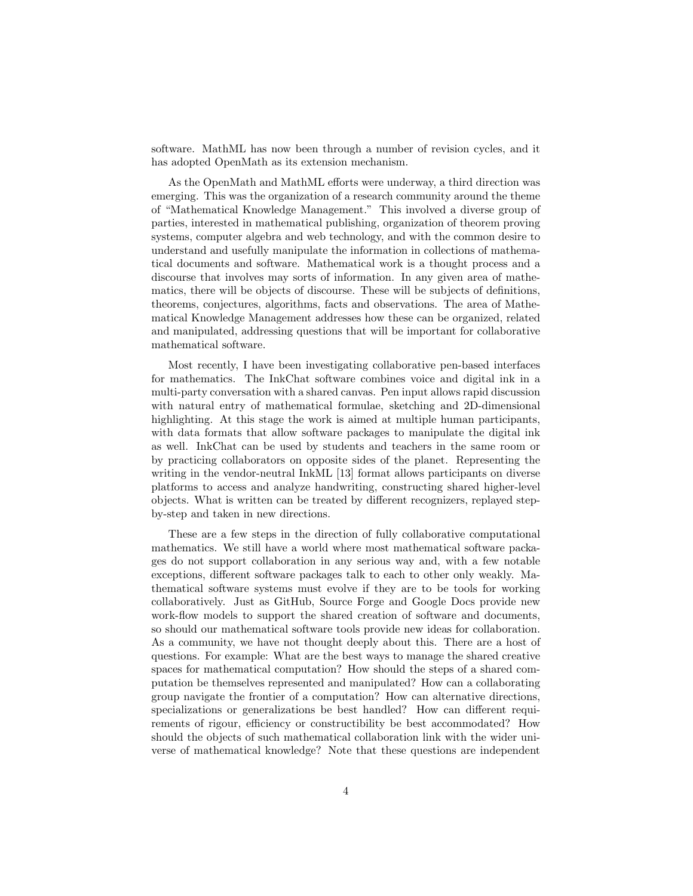software. MathML has now been through a number of revision cycles, and it has adopted OpenMath as its extension mechanism.

As the OpenMath and MathML efforts were underway, a third direction was emerging. This was the organization of a research community around the theme of "Mathematical Knowledge Management." This involved a diverse group of parties, interested in mathematical publishing, organization of theorem proving systems, computer algebra and web technology, and with the common desire to understand and usefully manipulate the information in collections of mathematical documents and software. Mathematical work is a thought process and a discourse that involves may sorts of information. In any given area of mathematics, there will be objects of discourse. These will be subjects of definitions, theorems, conjectures, algorithms, facts and observations. The area of Mathematical Knowledge Management addresses how these can be organized, related and manipulated, addressing questions that will be important for collaborative mathematical software.

Most recently, I have been investigating collaborative pen-based interfaces for mathematics. The InkChat software combines voice and digital ink in a multi-party conversation with a shared canvas. Pen input allows rapid discussion with natural entry of mathematical formulae, sketching and 2D-dimensional highlighting. At this stage the work is aimed at multiple human participants, with data formats that allow software packages to manipulate the digital ink as well. InkChat can be used by students and teachers in the same room or by practicing collaborators on opposite sides of the planet. Representing the writing in the vendor-neutral InkML [13] format allows participants on diverse platforms to access and analyze handwriting, constructing shared higher-level objects. What is written can be treated by different recognizers, replayed step-by-step and taken in new directions.

These are a few steps in the direction of fully collaborative computational mathematics. We still have a world where most mathematical software packages do not support collaboration in any serious way and, with a few notable exceptions, different software packages talk to each to other only weakly. Mathematical software systems must evolve if they are to be tools for working collaboratively. Just as GitHub, Source Forge and Google Docs provide new work-flow models to support the shared creation of software and documents, so should our mathematical software tools provide new ideas for collaboration. As a community, we have not thought deeply about this. There are a host of questions. For example: What are the best ways to manage the shared creative spaces for mathematical computation? How should the steps of a shared computation be themselves represented and manipulated? How can a collaborating group navigate the frontier of a computation? How can alternative directions, specializations or generalizations be best handled? How can different requirements of rigour, efficiency or constructibility be best accommodated? How should the objects of such mathematical collaboration link with the wider universe of mathematical knowledge? Note that these questions are independent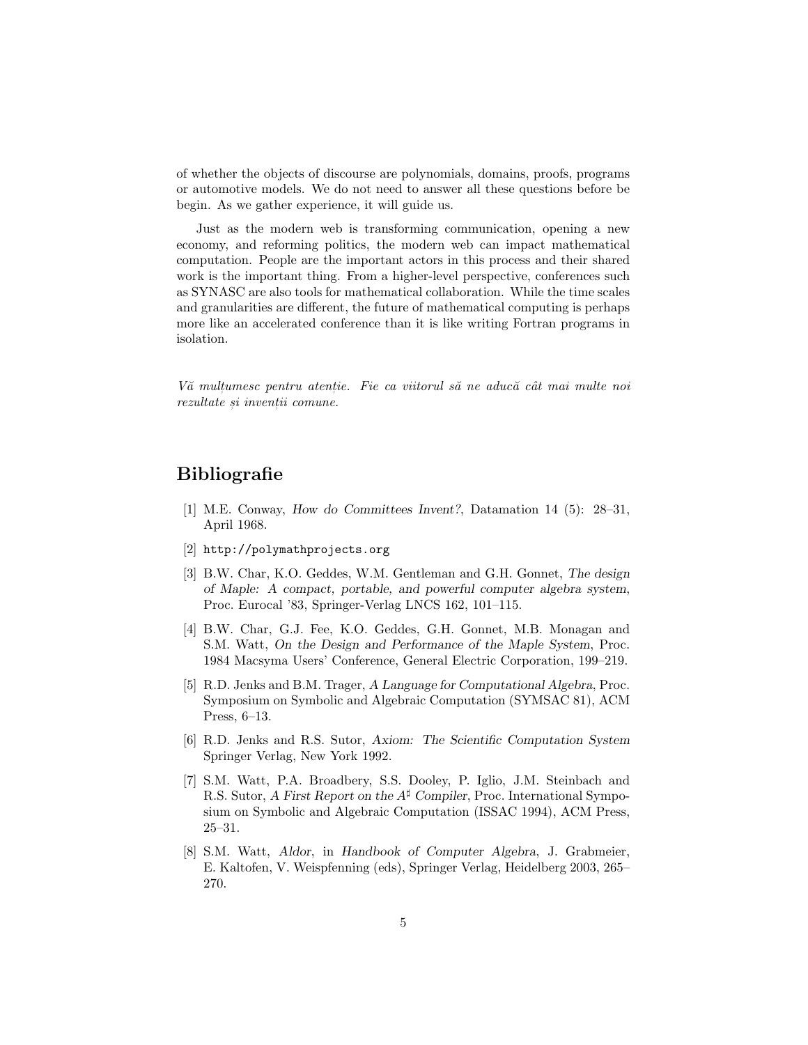of whether the objects of discourse are polynomials, domains, proofs, programs or automotive models. We do not need to answer all these questions before be begin. As we gather experience, it will guide us.

Just as the modern web is transforming communication, opening a new economy, and reforming politics, the modern web can impact mathematical computation. People are the important actors in this process and their shared work is the important thing. From a higher-level perspective, conferences such as SYNASC are also tools for mathematical collaboration. While the time scales and granularities are different, the future of mathematical computing is perhaps more like an accelerated conference than it is like writing Fortran programs in isolation.

*Vă mulțumesc pentru atenție. Fie ca viitorul să ne aducă cât mai multe noi rezultate și invenții comune.*

## Bibliografie

[1] M.E. Conway, *How do Committees Invent?*, Datamation 14 (5): 28–31, April 1968.

[2] `http://polymathprojects.org`

[3] B.W. Char, K.O. Geddes, W.M. Gentleman and G.H. Gonnet, *The design of Maple: A compact, portable, and powerful computer algebra system*, Proc. Eurocal '83, Springer-Verlag LNCS 162, 101–115.

[4] B.W. Char, G.J. Fee, K.O. Geddes, G.H. Gonnet, M.B. Monagan and S.M. Watt, *On the Design and Performance of the Maple System*, Proc. 1984 Macsyma Users' Conference, General Electric Corporation, 199–219.

[5] R.D. Jenks and B.M. Trager, *A Language for Computational Algebra*, Proc. Symposium on Symbolic and Algebraic Computation (SYMSAC 81), ACM Press, 6–13.

[6] R.D. Jenks and R.S. Sutor, *Axiom: The Scientific Computation System* Springer Verlag, New York 1992.

[7] S.M. Watt, P.A. Broadbery, S.S. Dooley, P. Iglio, J.M. Steinbach and R.S. Sutor, *A First Report on the $A^\sharp$ Compiler*, Proc. International Symposium on Symbolic and Algebraic Computation (ISSAC 1994), ACM Press, 25–31.

[8] S.M. Watt, *Aldor*, in *Handbook of Computer Algebra*, J. Grabmeier, E. Kaltofen, V. Weispfenning (eds), Springer Verlag, Heidelberg 2003, 265–270.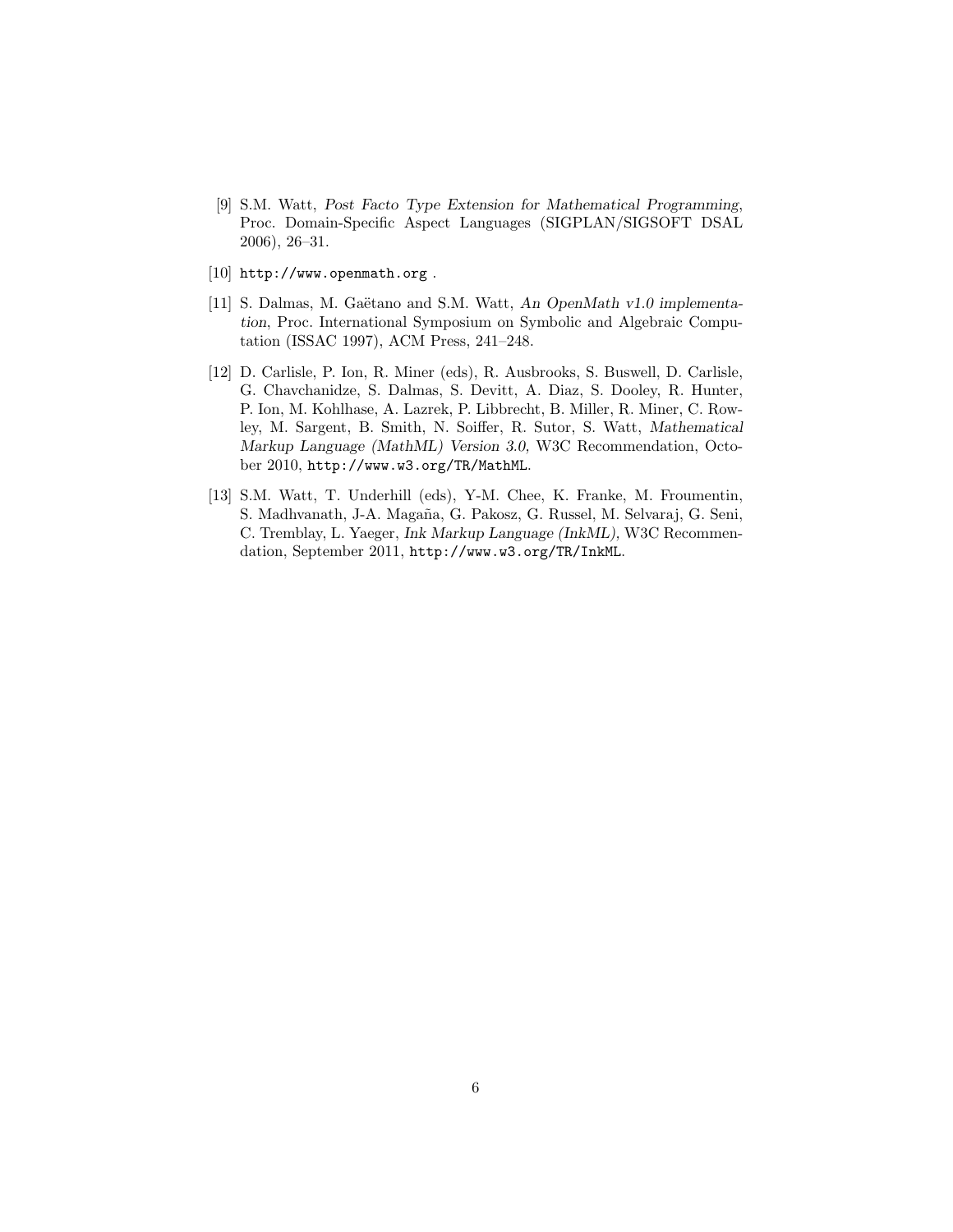[9] S.M. Watt, *Post Facto Type Extension for Mathematical Programming*, Proc. Domain-Specific Aspect Languages (SIGPLAN/SIGSOFT DSAL 2006), 26–31.

[10] `http://www.openmath.org` .

[11] S. Dalmas, M. Gaëtano and S.M. Watt, *An OpenMath v1.0 implementation*, Proc. International Symposium on Symbolic and Algebraic Computation (ISSAC 1997), ACM Press, 241–248.

[12] D. Carlisle, P. Ion, R. Miner (eds), R. Ausbrooks, S. Buswell, D. Carlisle, G. Chavchanidze, S. Dalmas, S. Devitt, A. Diaz, S. Dooley, R. Hunter, P. Ion, M. Kohlhase, A. Lazrek, P. Libbrecht, B. Miller, R. Miner, C. Rowley, M. Sargent, B. Smith, N. Soiffer, R. Sutor, S. Watt, *Mathematical Markup Language (MathML) Version 3.0*, W3C Recommendation, October 2010, `http://www.w3.org/TR/MathML`.

[13] S.M. Watt, T. Underhill (eds), Y-M. Chee, K. Franke, M. Froumentin, S. Madhvanath, J-A. Magaña, G. Pakosz, G. Russel, M. Selvaraj, G. Seni, C. Tremblay, L. Yaeger, *Ink Markup Language (InkML)*, W3C Recommendation, September 2011, `http://www.w3.org/TR/InkML`.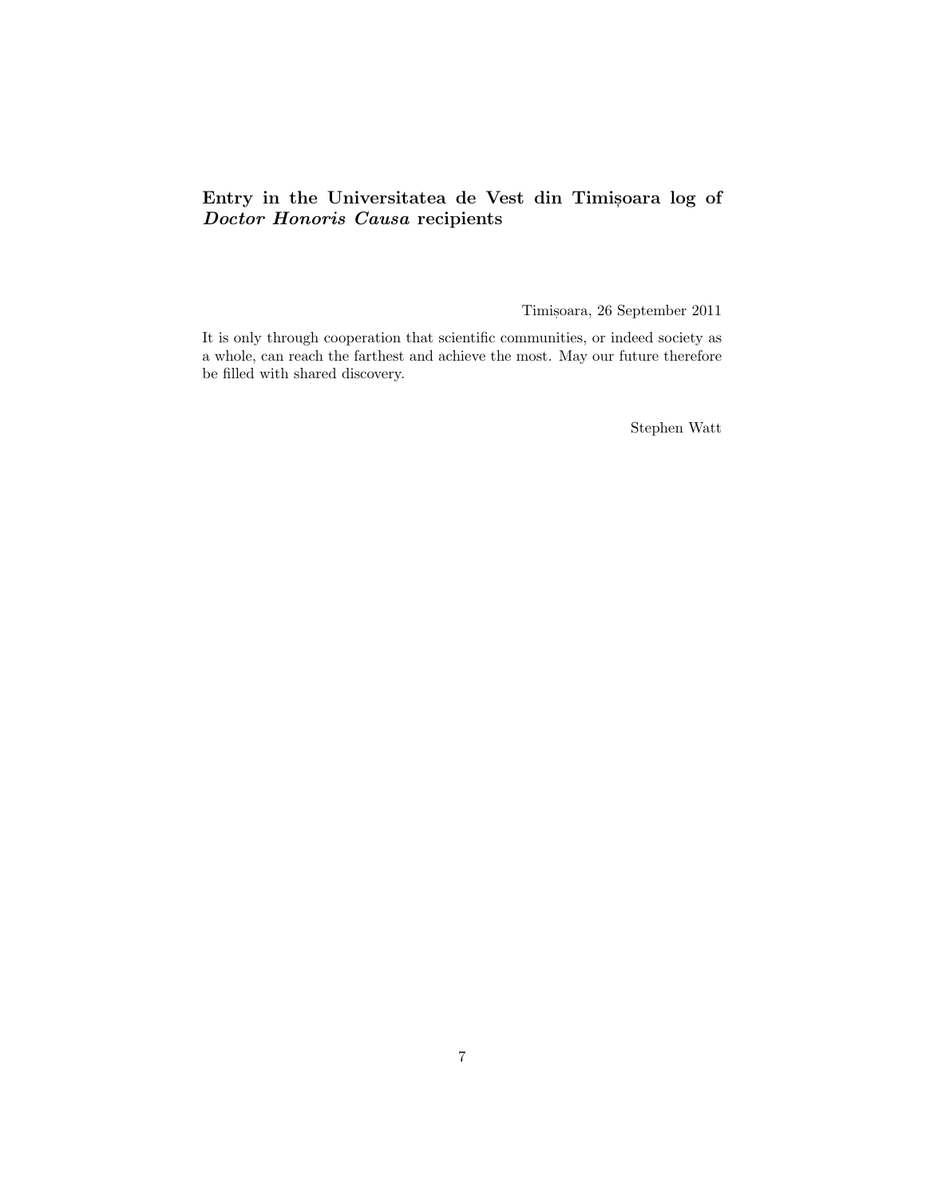## Entry in the Universitatea de Vest din Timișoara log of *Doctor Honoris Causa* recipients

Timișoara, 26 September 2011

It is only through cooperation that scientific communities, or indeed society as a whole, can reach the farthest and achieve the most. May our future therefore be filled with shared discovery.

Stephen Watt